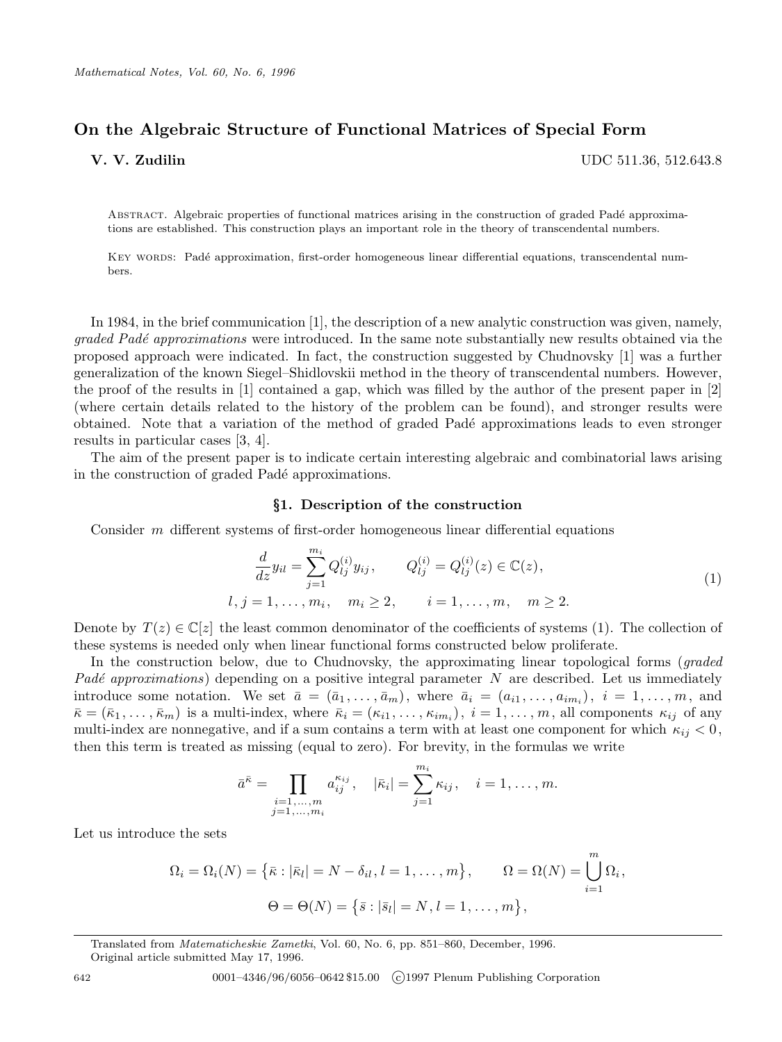# On the Algebraic Structure of Functional Matrices of Special Form

**V. V. Zudilin** UDC 511.36, 512.643.8

Abstract. Algebraic properties of functional matrices arising in the construction of graded Padé approximations are established. This construction plays an important role in the theory of transcendental numbers.

Key words: Padé approximation, first-order homogeneous linear differential equations, transcendental numbers.

In 1984, in the brief communication [1], the description of a new analytic construction was given, namely, *graded Padé approximations* were introduced. In the same note substantially new results obtained via the proposed approach were indicated. In fact, the construction suggested by Chudnovsky [1] was a further generalization of the known Siegel–Shidlovskii method in the theory of transcendental numbers. However, the proof of the results in [1] contained a gap, which was filled by the author of the present paper in [2] (where certain details related to the history of the problem can be found), and stronger results were obtained. Note that a variation of the method of graded Padé approximations leads to even stronger results in particular cases [3, 4].

The aim of the present paper is to indicate certain interesting algebraic and combinatorial laws arising in the construction of graded Padé approximations.

## §1. Description of the construction

Consider $m$ different systems of first-order homogeneous linear differential equations

$$
\begin{gathered}
\frac{d}{dz}y_{il}=\sum_{j=1}^{m_i}Q_{lj}^{(i)}y_{ij}, \qquad Q_{lj}^{(i)}=Q_{lj}^{(i)}(z)\in\mathbb{C}(z),\\
l,j=1,\dots,m_i, \quad m_i\ge 2, \qquad i=1,\dots,m, \quad m\ge 2.
\end{gathered}
\tag{1}
$$

Denote by $T(z)\in\mathbb{C}[z]$ the least common denominator of the coefficients of systems (1). The collection of these systems is needed only when linear functional forms constructed below proliferate.

In the construction below, due to Chudnovsky, the approximating linear topological forms (*graded Padé approximations*) depending on a positive integral parameter $N$ are described. Let us immediately introduce some notation. We set $\bar a=(\bar a_1,\dots,\bar a_m)$, where $\bar a_i=(a_{i1},\dots,a_{im_i})$, $i=1,\dots,m$, and $\bar\kappa=(\bar\kappa_1,\dots,\bar\kappa_m)$ is a multi-index, where $\bar\kappa_i=(\kappa_{i1},\dots,\kappa_{im_i})$, $i=1,\dots,m$, all components $\kappa_{ij}$ of any multi-index are nonnegative, and if a sum contains a term with at least one component for which $\kappa_{ij}<0$, then this term is treated as missing (equal to zero). For brevity, in the formulas we write

$$
\bar a^{\bar\kappa}=\prod_{\substack{i=1,\dots,m\\ j=1,\dots,m_i}}a_{ij}^{\kappa_{ij}}, \quad |\bar\kappa_i|=\sum_{j=1}^{m_i}\kappa_{ij}, \quad i=1,\dots,m.
$$

Let us introduce the sets

$$
\Omega_i=\Omega_i(N)=\bigl\{\bar\kappa:|\bar\kappa_l|=N-\delta_{il},\,l=1,\dots,m\bigr\}, \qquad \Omega=\Omega(N)=\bigcup_{i=1}^{m}\Omega_i,
$$

$$
\Theta=\Theta(N)=\bigl\{\bar s:|\bar s_l|=N,\,l=1,\dots,m\bigr\},
$$

Translated from *Matematicheskie Zametki*, Vol. 60, No. 6, pp. 851–860, December, 1996.
Original article submitted May 17, 1996.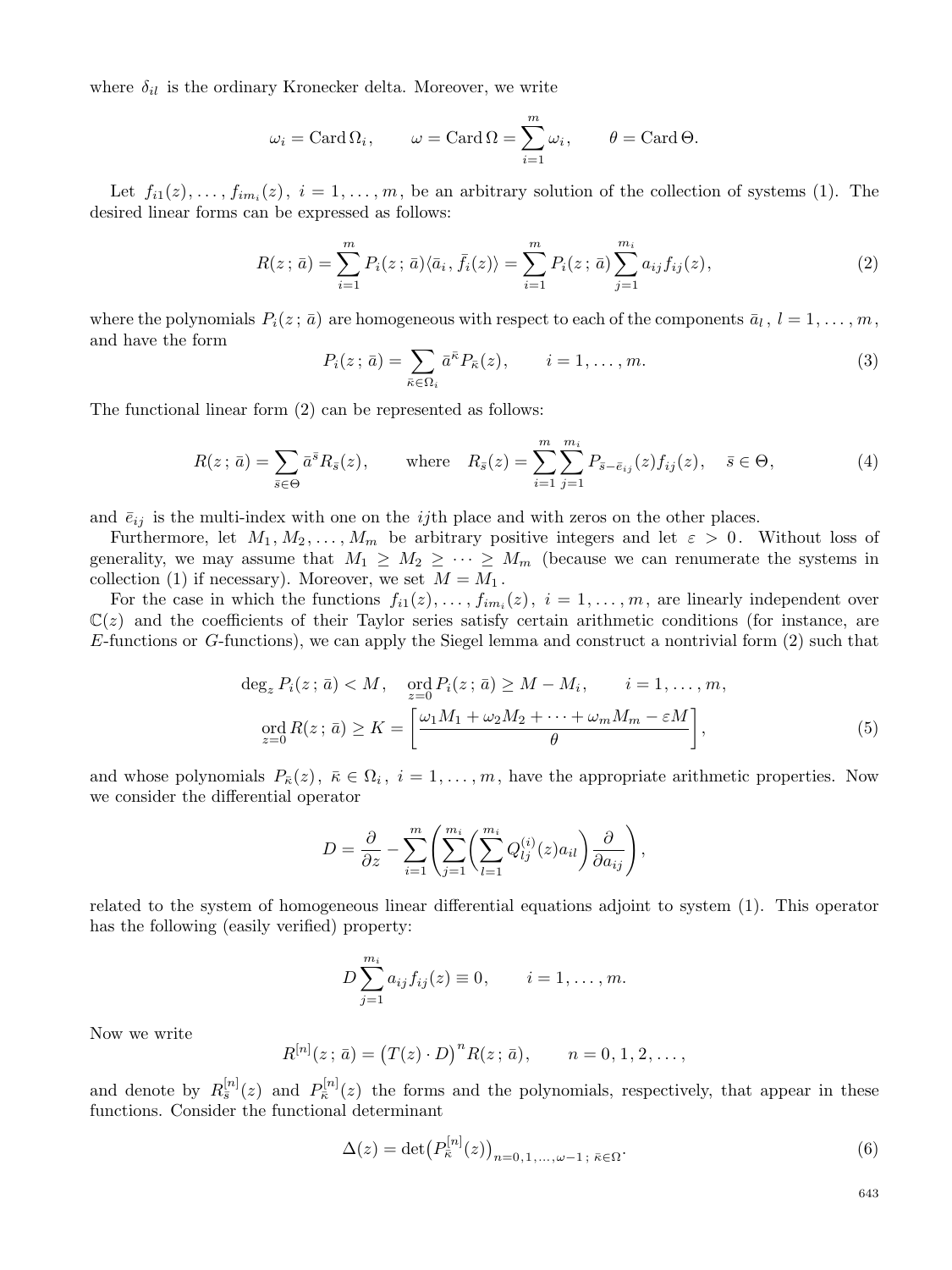where $\delta_{il}$ is the ordinary Kronecker delta. Moreover, we write

$$\omega_i = \operatorname{Card}\Omega_i, \qquad \omega = \operatorname{Card}\Omega = \sum_{i=1}^{m} \omega_i, \qquad \theta = \operatorname{Card}\Theta.$$

Let $f_{i1}(z), \dots, f_{im_i}(z)$, $i = 1, \dots, m$, be an arbitrary solution of the collection of systems (1). The desired linear forms can be expressed as follows:

$$R(z\,;\bar{a}) = \sum_{i=1}^{m} P_i(z\,;\bar{a})\langle \bar{a}_i, \bar{f}_i(z)\rangle = \sum_{i=1}^{m} P_i(z\,;\bar{a}) \sum_{j=1}^{m_i} a_{ij} f_{ij}(z), \tag{2}$$

where the polynomials $P_i(z\,;\bar{a})$ are homogeneous with respect to each of the components $\bar{a}_l$, $l = 1, \dots, m$, and have the form

$$P_i(z\,;\bar{a}) = \sum_{\bar{\kappa}\in\Omega_i} \bar{a}^{\bar{\kappa}} P_{\bar{\kappa}}(z), \qquad i = 1, \dots, m. \tag{3}$$

The functional linear form (2) can be represented as follows:

$$R(z\,;\bar{a}) = \sum_{\bar{s}\in\Theta} \bar{a}^{\bar{s}} R_{\bar{s}}(z), \qquad \text{where} \quad R_{\bar{s}}(z) = \sum_{i=1}^{m}\sum_{j=1}^{m_i} P_{\bar{s}-\bar{e}_{ij}}(z) f_{ij}(z), \quad \bar{s}\in\Theta, \tag{4}$$

and $\bar{e}_{ij}$ is the multi-index with one on the $ij$th place and with zeros on the other places.

Furthermore, let $M_1, M_2, \dots, M_m$ be arbitrary positive integers and let $\varepsilon > 0$. Without loss of generality, we may assume that $M_1 \ge M_2 \ge \dots \ge M_m$ (because we can renumerate the systems in collection (1) if necessary). Moreover, we set $M = M_1$.

For the case in which the functions $f_{i1}(z), \dots, f_{im_i}(z)$, $i = 1, \dots, m$, are linearly independent over $\mathbb{C}(z)$ and the coefficients of their Taylor series satisfy certain arithmetic conditions (for instance, are $E$-functions or $G$-functions), we can apply the Siegel lemma and construct a nontrivial form (2) such that

$$\begin{gathered}
\deg_z P_i(z\,;\bar{a}) < M, \quad \operatorname*{ord}_{z=0} P_i(z\,;\bar{a}) \ge M - M_i, \qquad i = 1, \dots, m, \\
\operatorname*{ord}_{z=0} R(z\,;\bar{a}) \ge K = \left[\frac{\omega_1 M_1 + \omega_2 M_2 + \dots + \omega_m M_m - \varepsilon M}{\theta}\right],
\end{gathered} \tag{5}$$

and whose polynomials $P_{\bar{\kappa}}(z)$, $\bar{\kappa}\in\Omega_i$, $i = 1, \dots, m$, have the appropriate arithmetic properties. Now we consider the differential operator

$$D = \frac{\partial}{\partial z} - \sum_{i=1}^{m}\left(\sum_{j=1}^{m_i}\left(\sum_{l=1}^{m_i} Q_{lj}^{(i)}(z) a_{il}\right)\frac{\partial}{\partial a_{ij}}\right),$$

related to the system of homogeneous linear differential equations adjoint to system (1). This operator has the following (easily verified) property:

$$D \sum_{j=1}^{m_i} a_{ij} f_{ij}(z) \equiv 0, \qquad i = 1, \dots, m.$$

Now we write

$$R^{[n]}(z\,;\bar{a}) = \bigl(T(z)\cdot D\bigr)^n R(z\,;\bar{a}), \qquad n = 0, 1, 2, \dots,$$

and denote by $R_{\bar{s}}^{[n]}(z)$ and $P_{\bar{\kappa}}^{[n]}(z)$ the forms and the polynomials, respectively, that appear in these functions. Consider the functional determinant

$$\Delta(z) = \det\bigl(P_{\bar{\kappa}}^{[n]}(z)\bigr)_{n=0,1,\dots,\omega-1\,;\,\bar{\kappa}\in\Omega}. \tag{6}$$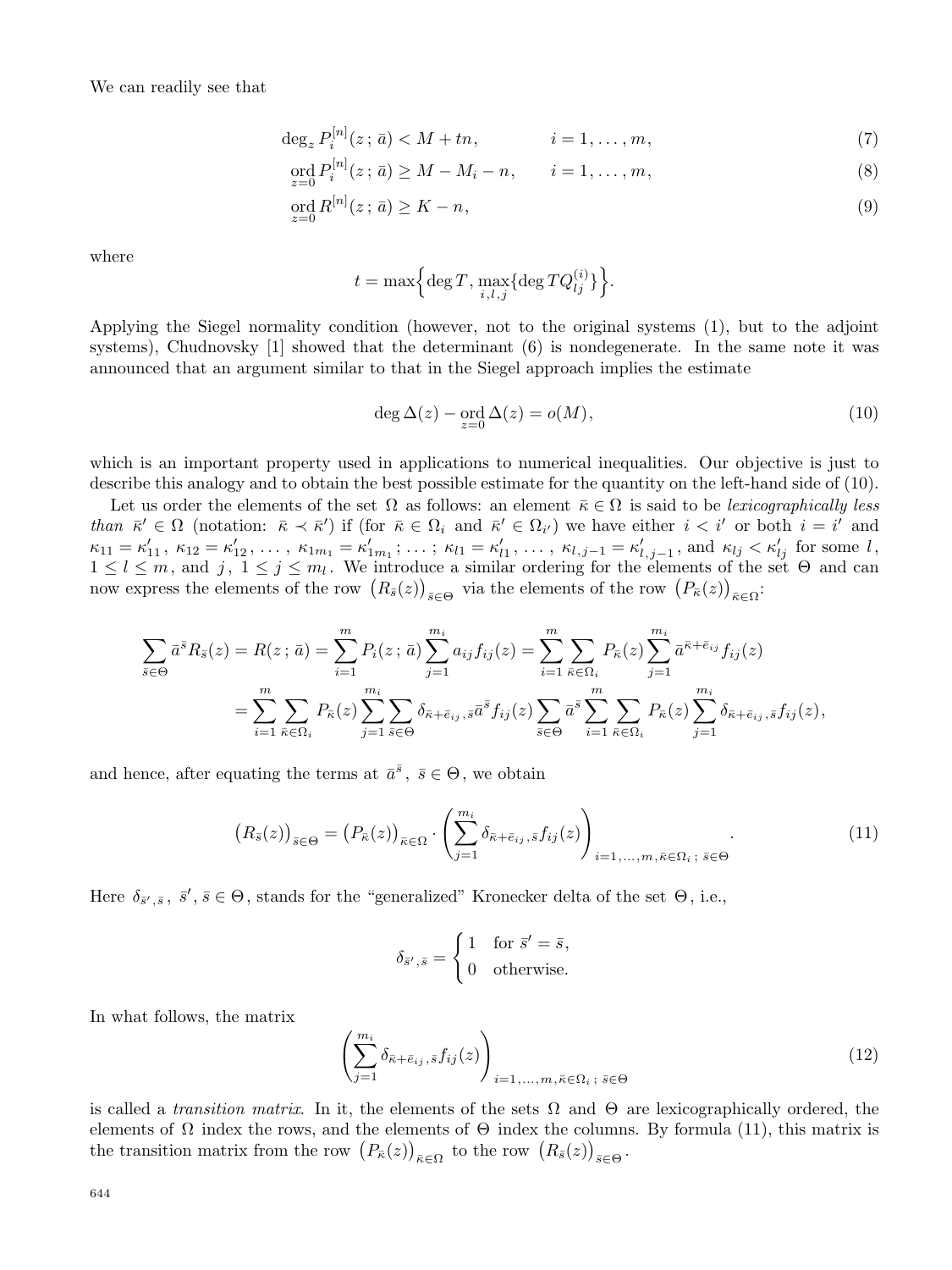We can readily see that

$$\deg_z P_i^{[n]}(z\,;\,\bar{a}) < M + tn, \qquad\qquad i = 1, \ldots, m, \tag{7}$$

$$\operatorname*{ord}_{z=0} P_i^{[n]}(z\,;\,\bar{a}) \geq M - M_i - n, \qquad i = 1, \ldots, m, \tag{8}$$

$$\operatorname*{ord}_{z=0} R^{[n]}(z\,;\,\bar{a}) \geq K - n, \tag{9}$$

where

$$t = \max\Big\{\deg T, \max_{i,l,j}\{\deg TQ_{lj}^{(i)}\}\Big\}.$$

Applying the Siegel normality condition (however, not to the original systems (1), but to the adjoint systems), Chudnovsky [1] showed that the determinant (6) is nondegenerate. In the same note it was announced that an argument similar to that in the Siegel approach implies the estimate

$$\deg \Delta(z) - \operatorname*{ord}_{z=0} \Delta(z) = o(M), \tag{10}$$

which is an important property used in applications to numerical inequalities. Our objective is just to describe this analogy and to obtain the best possible estimate for the quantity on the left-hand side of (10).

Let us order the elements of the set $\Omega$ as follows: an element $\bar{\kappa} \in \Omega$ is said to be *lexicographically less than* $\bar{\kappa}' \in \Omega$ (notation: $\bar{\kappa} \prec \bar{\kappa}'$) if (for $\bar{\kappa} \in \Omega_i$ and $\bar{\kappa}' \in \Omega_{i'}$) we have either $i < i'$ or both $i = i'$ and $\kappa_{11} = \kappa'_{11}$, $\kappa_{12} = \kappa'_{12}$, ..., $\kappa_{1m_1} = \kappa'_{1m_1}$; ...; $\kappa_{l1} = \kappa'_{l1}$, ..., $\kappa_{l,j-1} = \kappa'_{l,j-1}$, and $\kappa_{lj} < \kappa'_{lj}$ for some $l$, $1 \leq l \leq m$, and $j$, $1 \leq j \leq m_l$. We introduce a similar ordering for the elements of the set $\Theta$ and can now express the elements of the row $\big(R_{\bar{s}}(z)\big)_{\bar{s}\in\Theta}$ via the elements of the row $\big(P_{\bar{\kappa}}(z)\big)_{\bar{\kappa}\in\Omega}$:

$$\begin{aligned}
\sum_{\bar{s}\in\Theta} \bar{a}^{\bar{s}} R_{\bar{s}}(z) = R(z\,;\,\bar{a}) &= \sum_{i=1}^{m} P_i(z\,;\,\bar{a}) \sum_{j=1}^{m_i} a_{ij} f_{ij}(z) = \sum_{i=1}^{m} \sum_{\bar{\kappa}\in\Omega_i} P_{\bar{\kappa}}(z) \sum_{j=1}^{m_i} \bar{a}^{\bar{\kappa}+\bar{e}_{ij}} f_{ij}(z) \\
&= \sum_{i=1}^{m} \sum_{\bar{\kappa}\in\Omega_i} P_{\bar{\kappa}}(z) \sum_{j=1}^{m_i} \sum_{\bar{s}\in\Theta} \delta_{\bar{\kappa}+\bar{e}_{ij},\bar{s}} \bar{a}^{\bar{s}} f_{ij}(z) \sum_{\bar{s}\in\Theta} \bar{a}^{\bar{s}} \sum_{i=1}^{m} \sum_{\bar{\kappa}\in\Omega_i} P_{\bar{\kappa}}(z) \sum_{j=1}^{m_i} \delta_{\bar{\kappa}+\bar{e}_{ij},\bar{s}} f_{ij}(z),
\end{aligned}$$

and hence, after equating the terms at $\bar{a}^{\bar{s}}$, $\bar{s} \in \Theta$, we obtain

$$\big(R_{\bar{s}}(z)\big)_{\bar{s}\in\Theta} = \big(P_{\bar{\kappa}}(z)\big)_{\bar{\kappa}\in\Omega} \cdot \left(\sum_{j=1}^{m_i} \delta_{\bar{\kappa}+\bar{e}_{ij},\bar{s}} f_{ij}(z)\right)_{i=1,\ldots,m,\bar{\kappa}\in\Omega_i\,;\;\bar{s}\in\Theta}. \tag{11}$$

Here $\delta_{\bar{s}',\bar{s}}$, $\bar{s}', \bar{s} \in \Theta$, stands for the "generalized" Kronecker delta of the set $\Theta$, i.e.,

$$\delta_{\bar{s}',\bar{s}} = \begin{cases} 1 & \text{for } \bar{s}' = \bar{s}, \\ 0 & \text{otherwise.} \end{cases}$$

In what follows, the matrix

$$\left(\sum_{j=1}^{m_i} \delta_{\bar{\kappa}+\bar{e}_{ij},\bar{s}} f_{ij}(z)\right)_{i=1,\ldots,m,\bar{\kappa}\in\Omega_i\,;\;\bar{s}\in\Theta} \tag{12}$$

is called a *transition matrix*. In it, the elements of the sets $\Omega$ and $\Theta$ are lexicographically ordered, the elements of $\Omega$ index the rows, and the elements of $\Theta$ index the columns. By formula (11), this matrix is the transition matrix from the row $\big(P_{\bar{\kappa}}(z)\big)_{\bar{\kappa}\in\Omega}$ to the row $\big(R_{\bar{s}}(z)\big)_{\bar{s}\in\Theta}$.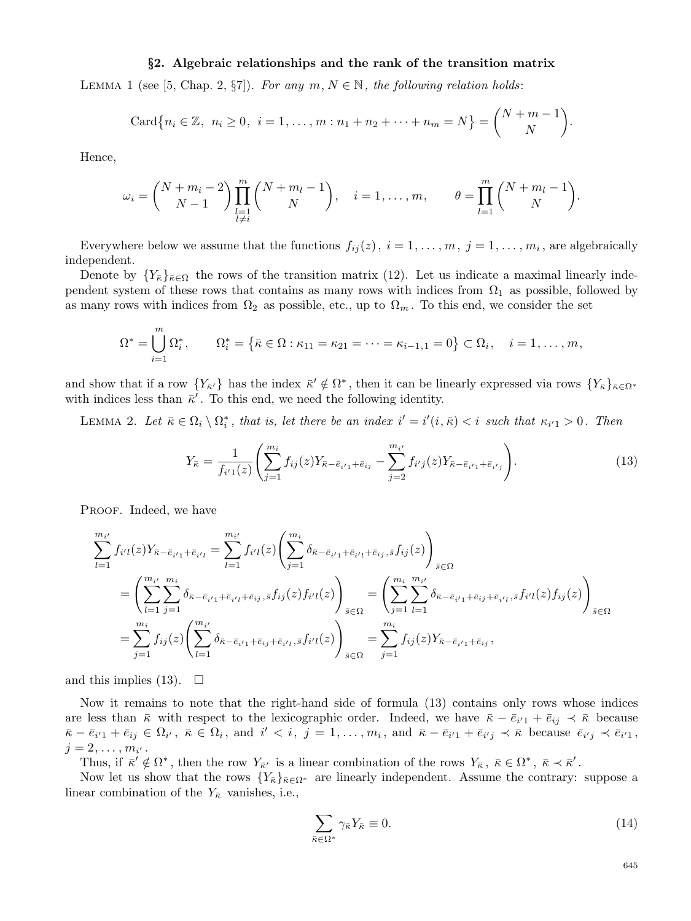## §2. Algebraic relationships and the rank of the transition matrix

Lemma 1 (see [5, Chap. 2, §7]). *For any* $m, N \in \mathbb{N}$, *the following relation holds*:

$$\operatorname{Card}\{n_i \in \mathbb{Z},\ n_i \geq 0,\ i = 1, \dots, m : n_1 + n_2 + \dots + n_m = N\} = \binom{N+m-1}{N}.$$

Hence,

$$\omega_i = \binom{N+m_i-2}{N-1} \prod_{\substack{l=1 \\ l \neq i}}^{m} \binom{N+m_l-1}{N}, \quad i = 1, \dots, m, \qquad \theta = \prod_{l=1}^{m} \binom{N+m_l-1}{N}.$$

Everywhere below we assume that the functions $f_{ij}(z)$, $i = 1, \dots, m$, $j = 1, \dots, m_i$, are algebraically independent.

Denote by $\{Y_{\bar\kappa}\}_{\bar\kappa \in \Omega}$ the rows of the transition matrix (12). Let us indicate a maximal linearly independent system of these rows that contains as many rows with indices from $\Omega_1$ as possible, followed by as many rows with indices from $\Omega_2$ as possible, etc., up to $\Omega_m$. To this end, we consider the set

$$\Omega^* = \bigcup_{i=1}^{m} \Omega_i^*, \qquad \Omega_i^* = \{\bar\kappa \in \Omega : \kappa_{11} = \kappa_{21} = \dots = \kappa_{i-1,1} = 0\} \subset \Omega_i, \quad i = 1, \dots, m,$$

and show that if a row $\{Y_{\bar\kappa'}\}$ has the index $\bar\kappa' \notin \Omega^*$, then it can be linearly expressed via rows $\{Y_{\bar\kappa}\}_{\bar\kappa \in \Omega^*}$ with indices less than $\bar\kappa'$. To this end, we need the following identity.

Lemma 2. *Let* $\bar\kappa \in \Omega_i \setminus \Omega_i^*$, *that is, let there be an index* $i' = i'(i, \bar\kappa) < i$ *such that* $\kappa_{i'1} > 0$. *Then*

$$Y_{\bar\kappa} = \frac{1}{f_{i'1}(z)} \left( \sum_{j=1}^{m_i} f_{ij}(z) Y_{\bar\kappa - \bar e_{i'1} + \bar e_{ij}} - \sum_{j=2}^{m_{i'}} f_{i'j}(z) Y_{\bar\kappa - \bar e_{i'1} + \bar e_{i'j}} \right). \tag{13}$$

Proof. Indeed, we have

$$\begin{aligned}
\sum_{l=1}^{m_{i'}} f_{i'l}(z) Y_{\bar\kappa - \bar e_{i'1} + \bar e_{i'l}} &= \sum_{l=1}^{m_{i'}} f_{i'l}(z) \left( \sum_{j=1}^{m_i} \delta_{\bar\kappa - \bar e_{i'1} + \bar e_{i'l} + \bar e_{ij}, \bar s} f_{ij}(z) \right)_{\bar s \in \Omega} \\
&= \left( \sum_{l=1}^{m_{i'}} \sum_{j=1}^{m_i} \delta_{\bar\kappa - \bar e_{i'1} + \bar e_{i'l} + \bar e_{ij}, \bar s} f_{ij}(z) f_{i'l}(z) \right)_{\bar s \in \Omega} = \left( \sum_{j=1}^{m_i} \sum_{l=1}^{m_{i'}} \delta_{\bar\kappa - \bar e_{i'1} + \bar e_{ij} + \bar e_{i'l}, \bar s} f_{i'l}(z) f_{ij}(z) \right)_{\bar s \in \Omega} \\
&= \sum_{j=1}^{m_i} f_{ij}(z) \left( \sum_{l=1}^{m_{i'}} \delta_{\bar\kappa - \bar e_{i'1} + \bar e_{ij} + \bar e_{i'l}, \bar s} f_{i'l}(z) \right)_{\bar s \in \Omega} = \sum_{j=1}^{m_i} f_{ij}(z) Y_{\bar\kappa - \bar e_{i'1} + \bar e_{ij}},
\end{aligned}$$

and this implies (13). $\square$

Now it remains to note that the right-hand side of formula (13) contains only rows whose indices are less than $\bar\kappa$ with respect to the lexicographic order. Indeed, we have $\bar\kappa - \bar e_{i'1} + \bar e_{ij} \prec \bar\kappa$ because $\bar\kappa - \bar e_{i'1} + \bar e_{ij} \in \Omega_{i'}$, $\bar\kappa \in \Omega_i$, and $i' < i$, $j = 1, \dots, m_i$, and $\bar\kappa - \bar e_{i'1} + \bar e_{i'j} \prec \bar\kappa$ because $\bar e_{i'j} \prec \bar e_{i'1}$, $j = 2, \dots, m_{i'}$.

Thus, if $\bar\kappa' \notin \Omega^*$, then the row $Y_{\bar\kappa'}$ is a linear combination of the rows $Y_{\bar\kappa}$, $\bar\kappa \in \Omega^*$, $\bar\kappa \prec \bar\kappa'$.

Now let us show that the rows $\{Y_{\bar\kappa}\}_{\bar\kappa \in \Omega^*}$ are linearly independent. Assume the contrary: suppose a linear combination of the $Y_{\bar\kappa}$ vanishes, i.e.,

$$\sum_{\bar\kappa \in \Omega^*} \gamma_{\bar\kappa} Y_{\bar\kappa} \equiv 0. \tag{14}$$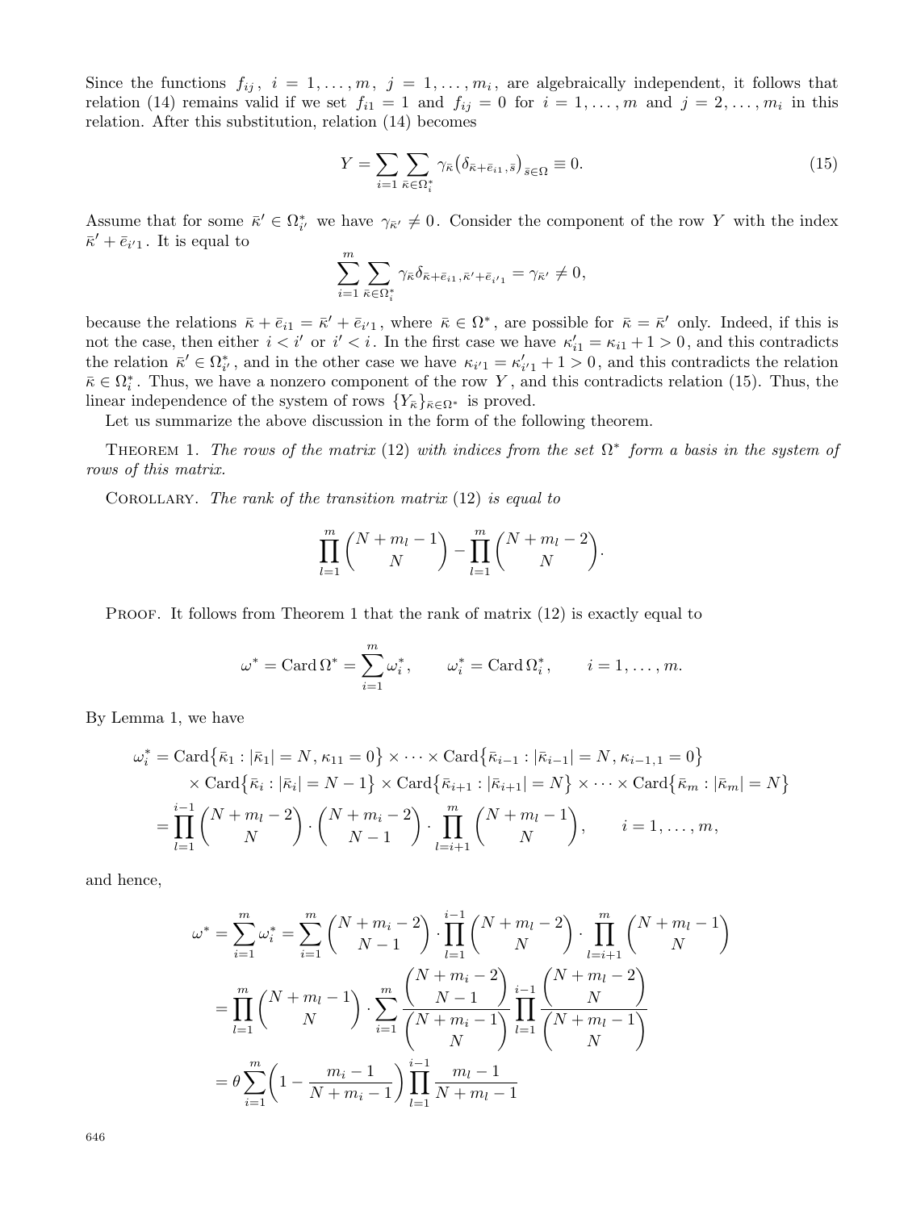Since the functions $f_{ij}$, $i = 1, \dots, m$, $j = 1, \dots, m_i$, are algebraically independent, it follows that relation (14) remains valid if we set $f_{i1} = 1$ and $f_{ij} = 0$ for $i = 1, \dots, m$ and $j = 2, \dots, m_i$ in this relation. After this substitution, relation (14) becomes

$$Y = \sum_{i=1} \sum_{\bar{\kappa} \in \Omega_i^*} \gamma_{\bar{\kappa}} \big(\delta_{\bar{\kappa}+\bar{e}_{i1}, \bar{s}}\big)_{\bar{s} \in \Omega} \equiv 0. \tag{15}$$

Assume that for some $\bar{\kappa}' \in \Omega_{i'}^*$ we have $\gamma_{\bar{\kappa}'} \neq 0$. Consider the component of the row $Y$ with the index $\bar{\kappa}' + \bar{e}_{i'1}$. It is equal to

$$\sum_{i=1}^{m} \sum_{\bar{\kappa} \in \Omega_i^*} \gamma_{\bar{\kappa}} \delta_{\bar{\kappa}+\bar{e}_{i1}, \bar{\kappa}'+\bar{e}_{i'1}} = \gamma_{\bar{\kappa}'} \neq 0,$$

because the relations $\bar{\kappa} + \bar{e}_{i1} = \bar{\kappa}' + \bar{e}_{i'1}$, where $\bar{\kappa} \in \Omega^*$, are possible for $\bar{\kappa} = \bar{\kappa}'$ only. Indeed, if this is not the case, then either $i < i'$ or $i' < i$. In the first case we have $\kappa'_{i1} = \kappa_{i1} + 1 > 0$, and this contradicts the relation $\bar{\kappa}' \in \Omega_{i'}^*$, and in the other case we have $\kappa_{i'1} = \kappa'_{i'1} + 1 > 0$, and this contradicts the relation $\bar{\kappa} \in \Omega_i^*$. Thus, we have a nonzero component of the row $Y$, and this contradicts relation (15). Thus, the linear independence of the system of rows $\{Y_{\bar{\kappa}}\}_{\bar{\kappa} \in \Omega^*}$ is proved.

Let us summarize the above discussion in the form of the following theorem.

THEOREM 1. *The rows of the matrix* (12) *with indices from the set* $\Omega^*$ *form a basis in the system of rows of this matrix.*

COROLLARY. *The rank of the transition matrix* (12) *is equal to*

$$\prod_{l=1}^{m} \binom{N + m_l - 1}{N} - \prod_{l=1}^{m} \binom{N + m_l - 2}{N}.$$

PROOF. It follows from Theorem 1 that the rank of matrix (12) is exactly equal to

$$\omega^* = \operatorname{Card} \Omega^* = \sum_{i=1}^{m} \omega_i^*, \qquad \omega_i^* = \operatorname{Card} \Omega_i^*, \qquad i = 1, \dots, m.$$

By Lemma 1, we have

$$\begin{aligned}
\omega_i^* &= \operatorname{Card}\big\{\bar{\kappa}_1 : |\bar{\kappa}_1| = N, \kappa_{11} = 0\big\} \times \dots \times \operatorname{Card}\big\{\bar{\kappa}_{i-1} : |\bar{\kappa}_{i-1}| = N, \kappa_{i-1,1} = 0\big\} \\
&\quad \times \operatorname{Card}\big\{\bar{\kappa}_i : |\bar{\kappa}_i| = N - 1\big\} \times \operatorname{Card}\big\{\bar{\kappa}_{i+1} : |\bar{\kappa}_{i+1}| = N\big\} \times \dots \times \operatorname{Card}\big\{\bar{\kappa}_m : |\bar{\kappa}_m| = N\big\} \\
&= \prod_{l=1}^{i-1} \binom{N + m_l - 2}{N} \cdot \binom{N + m_i - 2}{N - 1} \cdot \prod_{l=i+1}^{m} \binom{N + m_l - 1}{N}, \qquad i = 1, \dots, m,
\end{aligned}$$

and hence,

$$\begin{aligned}
\omega^* = \sum_{i=1}^{m} \omega_i^* &= \sum_{i=1}^{m} \binom{N + m_i - 2}{N - 1} \cdot \prod_{l=1}^{i-1} \binom{N + m_l - 2}{N} \cdot \prod_{l=i+1}^{m} \binom{N + m_l - 1}{N} \\
&= \prod_{l=1}^{m} \binom{N + m_l - 1}{N} \cdot \sum_{i=1}^{m} \frac{\binom{N + m_i - 2}{N - 1}}{\binom{N + m_i - 1}{N}} \prod_{l=1}^{i-1} \frac{\binom{N + m_l - 2}{N}}{\binom{N + m_l - 1}{N}} \\
&= \theta \sum_{i=1}^{m} \left(1 - \frac{m_i - 1}{N + m_i - 1}\right) \prod_{l=1}^{i-1} \frac{m_l - 1}{N + m_l - 1}
\end{aligned}$$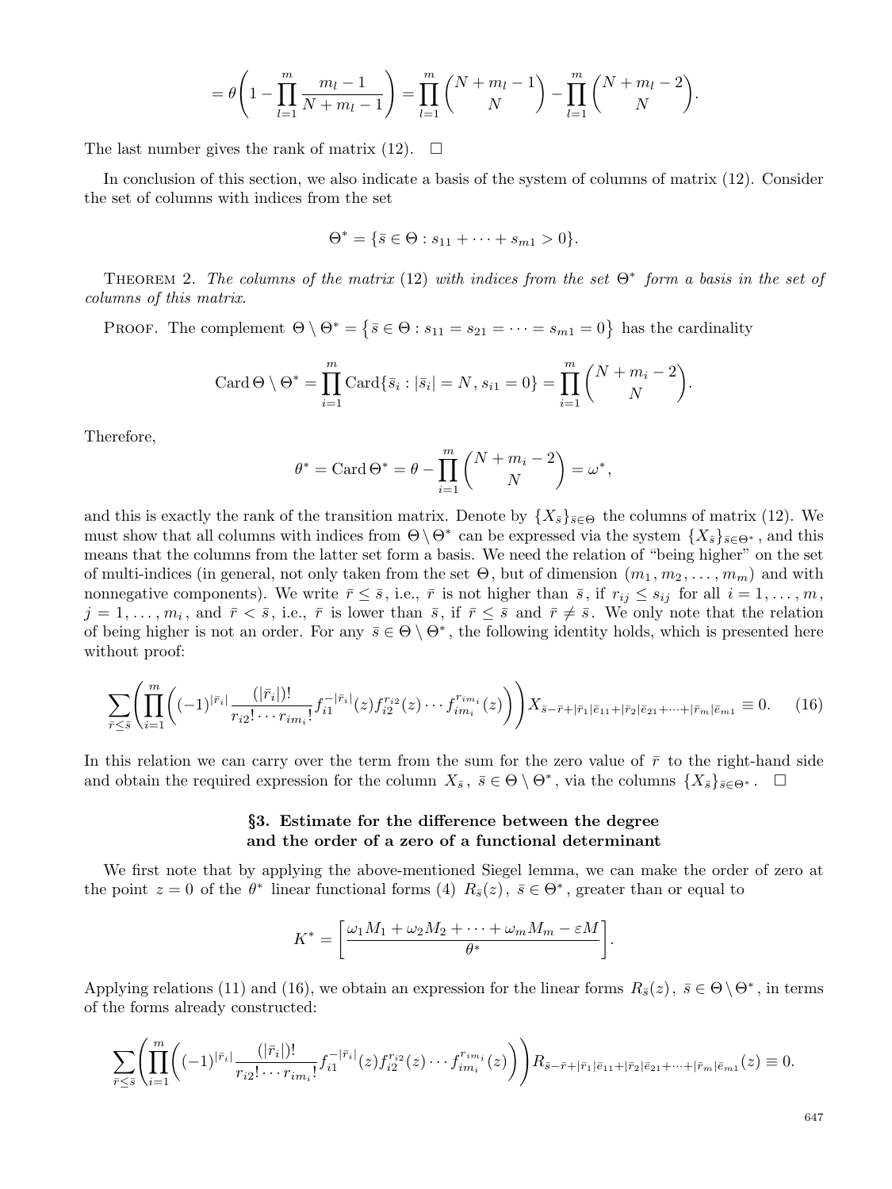$$= \theta\left(1 - \prod_{l=1}^{m} \frac{m_l - 1}{N + m_l - 1}\right) = \prod_{l=1}^{m} \binom{N + m_l - 1}{N} - \prod_{l=1}^{m} \binom{N + m_l - 2}{N}.$$

The last number gives the rank of matrix (12). $\square$

In conclusion of this section, we also indicate a basis of the system of columns of matrix (12). Consider the set of columns with indices from the set

$$\Theta^* = \{\bar{s} \in \Theta : s_{11} + \cdots + s_{m1} > 0\}.$$

Theorem 2. *The columns of the matrix* (12) *with indices from the set* $\Theta^*$ *form a basis in the set of columns of this matrix.*

Proof. The complement $\Theta \setminus \Theta^* = \{\bar{s} \in \Theta : s_{11} = s_{21} = \cdots = s_{m1} = 0\}$ has the cardinality

$$\operatorname{Card} \Theta \setminus \Theta^* = \prod_{i=1}^{m} \operatorname{Card}\{\bar{s}_i : |\bar{s}_i| = N,\, s_{i1} = 0\} = \prod_{i=1}^{m} \binom{N + m_i - 2}{N}.$$

Therefore,

$$\theta^* = \operatorname{Card} \Theta^* = \theta - \prod_{i=1}^{m} \binom{N + m_i - 2}{N} = \omega^*,$$

and this is exactly the rank of the transition matrix. Denote by $\{X_{\bar{s}}\}_{\bar{s} \in \Theta}$ the columns of matrix (12). We must show that all columns with indices from $\Theta \setminus \Theta^*$ can be expressed via the system $\{X_{\bar{s}}\}_{\bar{s} \in \Theta^*}$, and this means that the columns from the latter set form a basis. We need the relation of "being higher" on the set of multi-indices (in general, not only taken from the set $\Theta$, but of dimension $(m_1, m_2, \ldots, m_m)$ and with nonnegative components). We write $\bar{r} \le \bar{s}$, i.e., $\bar{r}$ is not higher than $\bar{s}$, if $r_{ij} \le s_{ij}$ for all $i = 1, \ldots, m$, $j = 1, \ldots, m_i$, and $\bar{r} < \bar{s}$, i.e., $\bar{r}$ is lower than $\bar{s}$, if $\bar{r} \le \bar{s}$ and $\bar{r} \ne \bar{s}$. We only note that the relation of being higher is not an order. For any $\bar{s} \in \Theta \setminus \Theta^*$, the following identity holds, which is presented here without proof:

$$\sum_{\bar{r} \le \bar{s}} \left( \prod_{i=1}^{m} \left( (-1)^{|\bar{r}_i|} \frac{(|\bar{r}_i|)!}{r_{i2}! \cdots r_{im_i}!} f_{i1}^{-|\bar{r}_i|}(z) f_{i2}^{r_{i2}}(z) \cdots f_{im_i}^{r_{im_i}}(z) \right) \right) X_{\bar{s} - \bar{r} + |\bar{r}_1| \bar{e}_{11} + |\bar{r}_2| \bar{e}_{21} + \cdots + |\bar{r}_m| \bar{e}_{m1}} \equiv 0. \tag{16}$$

In this relation we can carry over the term from the sum for the zero value of $\bar{r}$ to the right-hand side and obtain the required expression for the column $X_{\bar{s}}$, $\bar{s} \in \Theta \setminus \Theta^*$, via the columns $\{X_{\bar{s}}\}_{\bar{s} \in \Theta^*}$. $\square$

### §3. Estimate for the difference between the degree and the order of a zero of a functional determinant

We first note that by applying the above-mentioned Siegel lemma, we can make the order of zero at the point $z = 0$ of the $\theta^*$ linear functional forms (4) $R_{\bar{s}}(z)$, $\bar{s} \in \Theta^*$, greater than or equal to

$$K^* = \left[ \frac{\omega_1 M_1 + \omega_2 M_2 + \cdots + \omega_m M_m - \varepsilon M}{\theta^*} \right].$$

Applying relations (11) and (16), we obtain an expression for the linear forms $R_{\bar{s}}(z)$, $\bar{s} \in \Theta \setminus \Theta^*$, in terms of the forms already constructed:

$$\sum_{\bar{r} \le \bar{s}} \left( \prod_{i=1}^{m} \left( (-1)^{|\bar{r}_i|} \frac{(|\bar{r}_i|)!}{r_{i2}! \cdots r_{im_i}!} f_{i1}^{-|\bar{r}_i|}(z) f_{i2}^{r_{i2}}(z) \cdots f_{im_i}^{r_{im_i}}(z) \right) \right) R_{\bar{s} - \bar{r} + |\bar{r}_1| \bar{e}_{11} + |\bar{r}_2| \bar{e}_{21} + \cdots + |\bar{r}_m| \bar{e}_{m1}}(z) \equiv 0.$$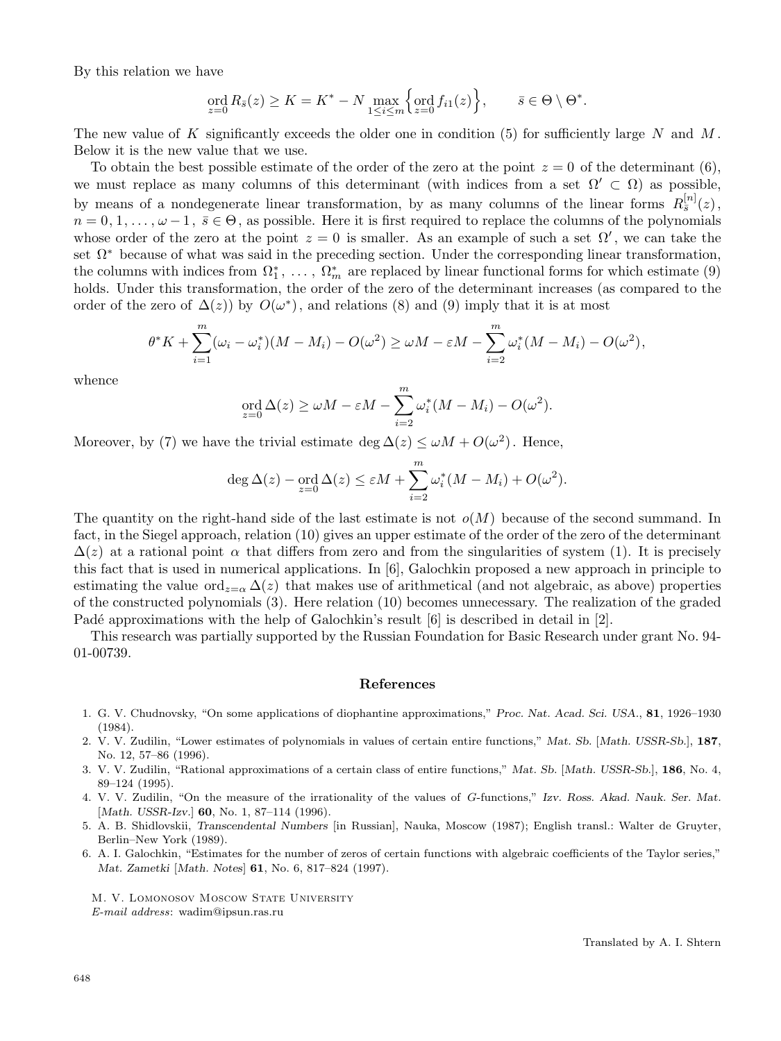By this relation we have

$$\operatorname*{ord}_{z=0} R_{\bar{s}}(z) \geq K = K^* - N \max_{1\leq i\leq m}\Big\{\operatorname*{ord}_{z=0} f_{i1}(z)\Big\}, \qquad \bar{s} \in \Theta \setminus \Theta^*.$$

The new value of $K$ significantly exceeds the older one in condition (5) for sufficiently large $N$ and $M$. Below it is the new value that we use.

To obtain the best possible estimate of the order of the zero at the point $z=0$ of the determinant (6), we must replace as many columns of this determinant (with indices from a set $\Omega' \subset \Omega$) as possible, by means of a nondegenerate linear transformation, by as many columns of the linear forms $R_{\bar{s}}^{[n]}(z)$, $n = 0, 1, \ldots, \omega-1$, $\bar{s} \in \Theta$, as possible. Here it is first required to replace the columns of the polynomials whose order of the zero at the point $z=0$ is smaller. As an example of such a set $\Omega'$, we can take the set $\Omega^*$ because of what was said in the preceding section. Under the corresponding linear transformation, the columns with indices from $\Omega_1^*$, ..., $\Omega_m^*$ are replaced by linear functional forms for which estimate (9) holds. Under this transformation, the order of the zero of the determinant increases (as compared to the order of the zero of $\Delta(z)$) by $O(\omega^*)$, and relations (8) and (9) imply that it is at most

$$\theta^* K + \sum_{i=1}^{m}(\omega_i - \omega_i^*)(M - M_i) - O(\omega^2) \geq \omega M - \varepsilon M - \sum_{i=2}^{m} \omega_i^*(M - M_i) - O(\omega^2),$$

whence

$$\operatorname*{ord}_{z=0} \Delta(z) \geq \omega M - \varepsilon M - \sum_{i=2}^{m} \omega_i^*(M - M_i) - O(\omega^2).$$

Moreover, by (7) we have the trivial estimate $\deg \Delta(z) \leq \omega M + O(\omega^2)$. Hence,

$$\deg \Delta(z) - \operatorname*{ord}_{z=0} \Delta(z) \leq \varepsilon M + \sum_{i=2}^{m} \omega_i^*(M - M_i) + O(\omega^2).$$

The quantity on the right-hand side of the last estimate is not $o(M)$ because of the second summand. In fact, in the Siegel approach, relation (10) gives an upper estimate of the order of the zero of the determinant $\Delta(z)$ at a rational point $\alpha$ that differs from zero and from the singularities of system (1). It is precisely this fact that is used in numerical applications. In [6], Galochkin proposed a new approach in principle to estimating the value $\operatorname{ord}_{z=\alpha} \Delta(z)$ that makes use of arithmetical (and not algebraic, as above) properties of the constructed polynomials (3). Here relation (10) becomes unnecessary. The realization of the graded Padé approximations with the help of Galochkin's result [6] is described in detail in [2].

This research was partially supported by the Russian Foundation for Basic Research under grant No. 94-01-00739.

## References

1. G. V. Chudnovsky, "On some applications of diophantine approximations," *Proc. Nat. Acad. Sci. USA.*, **81**, 1926–1930 (1984).
2. V. V. Zudilin, "Lower estimates of polynomials in values of certain entire functions," *Mat. Sb.* [*Math. USSR-Sb.*], **187**, No. 12, 57–86 (1996).
3. V. V. Zudilin, "Rational approximations of a certain class of entire functions," *Mat. Sb.* [*Math. USSR-Sb.*], **186**, No. 4, 89–124 (1995).
4. V. V. Zudilin, "On the measure of the irrationality of the values of *G*-functions," *Izv. Ross. Akad. Nauk. Ser. Mat.* [*Math. USSR-Izv.*] **60**, No. 1, 87–114 (1996).
5. A. B. Shidlovskii, *Transcendental Numbers* [in Russian], Nauka, Moscow (1987); English transl.: Walter de Gruyter, Berlin–New York (1989).
6. A. I. Galochkin, "Estimates for the number of zeros of certain functions with algebraic coefficients of the Taylor series," *Mat. Zametki* [*Math. Notes*] **61**, No. 6, 817–824 (1997).

M. V. Lomonosov Moscow State University
*E-mail address*: wadim@ipsun.ras.ru

Translated by A. I. Shtern